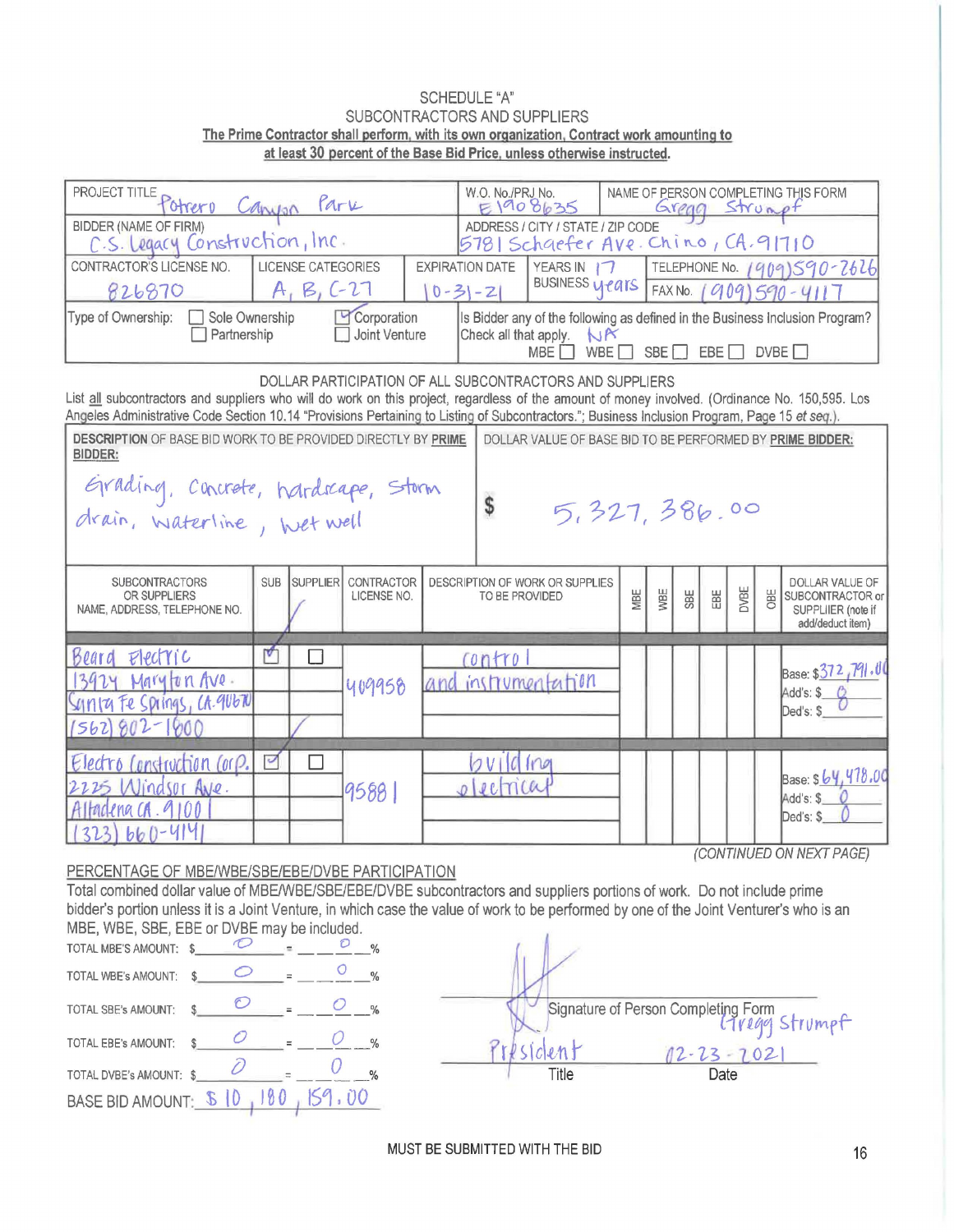SCHEDULE "A"
SUBCONTRACTORS AND SUPPLIERS

**The Prime Contractor shall perform, with its own organization, Contract work amounting to at least 30 percent of the Base Bid Price, unless otherwise instructed.**

| PROJECT TITLE: Potrero Canyon Park | | | W.O. No./PRJ No.: E1908635 | NAME OF PERSON COMPLETING THIS FORM: Gregg Strumpf |
|---|---|---|---|---|
| BIDDER (NAME OF FIRM): C.S. Legacy Construction, Inc. | | | ADDRESS / CITY / STATE / ZIP CODE: 5781 Schaefer Ave. Chino, CA. 91710 | |
| CONTRACTOR'S LICENSE NO.: 826870 | LICENSE CATEGORIES: A, B, C-27 | EXPIRATION DATE: 10-31-21 | YEARS IN BUSINESS: 17 years | TELEPHONE No. (909)590-2626 / FAX No. (909)590-4117 |
| Type of Ownership: ☐ Sole Ownership ☐ Partnership ☑ Corporation ☐ Joint Venture | | | Is Bidder any of the following as defined in the Business Inclusion Program? Check all that apply. N/A — MBE ☐ WBE ☐ SBE ☐ EBE ☐ DVBE ☐ | |

DOLLAR PARTICIPATION OF ALL SUBCONTRACTORS AND SUPPLIERS

List all subcontractors and suppliers who will do work on this project, regardless of the amount of money involved. (Ordinance No. 150,595. Los Angeles Administrative Code Section 10.14 "Provisions Pertaining to Listing of Subcontractors."; Business Inclusion Program, Page 15 *et seq.*).

| DESCRIPTION OF BASE BID WORK TO BE PROVIDED DIRECTLY BY PRIME BIDDER: | DOLLAR VALUE OF BASE BID TO BE PERFORMED BY PRIME BIDDER: |
|---|---|
| Grading, Concrete, hardscape, Storm drain, waterline, wet well | $ 5,327,386.00 |

| SUBCONTRACTORS OR SUPPLIERS NAME, ADDRESS, TELEPHONE NO. | SUB | SUPPLIER | CONTRACTOR LICENSE NO. | DESCRIPTION OF WORK OR SUPPLIES TO BE PROVIDED | MBE | WBE | SBE | EBE | DVBE | OBE | DOLLAR VALUE OF SUBCONTRACTOR or SUPPLIER (note if add/deduct item) |
|---|---|---|---|---|---|---|---|---|---|---|---|
| Beard Electric, 13924 Marytom Ave. Santa Fe Springs, CA. 90670, (562) 802-1800 | ☑ | ☐ | 409958 | control and instrumentation | | | | | | | Base: $372,791.00 Add's: $0 Ded's: $0 |
| Electro Construction Corp. 2225 Windsor Ave. Altadena CA. 91001, (323) 660-4141 | ☑ | ☐ | 95881 | building electrical | | | | | | | Base: $64,478.00 Add's: $0 Ded's: $0 |

*(CONTINUED ON NEXT PAGE)*

PERCENTAGE OF MBE/WBE/SBE/EBE/DVBE PARTICIPATION

Total combined dollar value of MBE/WBE/SBE/EBE/DVBE subcontractors and suppliers portions of work. Do not include prime bidder's portion unless it is a Joint Venture, in which case the value of work to be performed by one of the Joint Venturer's who is an MBE, WBE, SBE, EBE or DVBE may be included.

TOTAL MBE'S AMOUNT: $ 0 = 0 %

TOTAL WBE's AMOUNT: $ 0 = 0 %

TOTAL SBE's AMOUNT: $ 0 = 0 %

TOTAL EBE's AMOUNT: $ 0 = 0 %

TOTAL DVBE's AMOUNT: $ 0 = 0 %

BASE BID AMOUNT: $ 10,180,159.00

Signature of Person Completing Form: Gregg Strumpf

Title: President

Date: 02-23-2021

MUST BE SUBMITTED WITH THE BID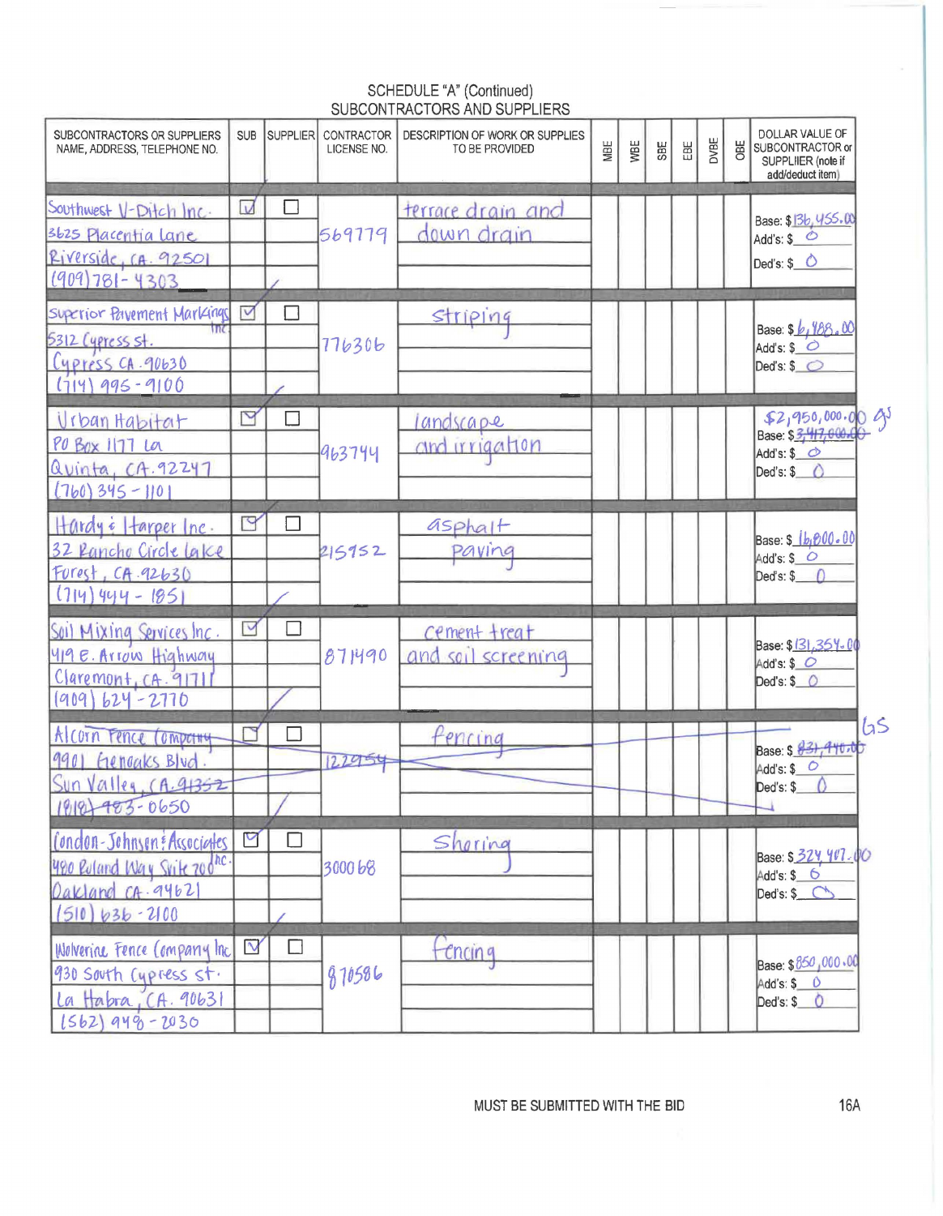SCHEDULE "A" (Continued)
SUBCONTRACTORS AND SUPPLIERS

| SUBCONTRACTORS OR SUPPLIERS NAME, ADDRESS, TELEPHONE NO. | SUB | SUPPLIER | CONTRACTOR LICENSE NO. | DESCRIPTION OF WORK OR SUPPLIES TO BE PROVIDED | MBE | WBE | SBE | EBE | DVBE | OBE | DOLLAR VALUE OF SUBCONTRACTOR or SUPPLIER (note if add/deduct item) |
|---|---|---|---|---|---|---|---|---|---|---|---|
| Southwest V-Ditch Inc. 3625 Placentia Lane Riverside, CA. 92501 (909) 781-4303 | ☑ | ☐ | 569779 | terrace drain and down drain | | | | | | | Base: $136,455.00 Add's: $0 Ded's: $0 |
| Superior Pavement Markings Inc 5312 Cypress St. Cypress CA. 90630 (714) 995-9100 | ☑ | ☐ | 776306 | striping | | | | | | | Base: $6,488.00 Add's: $0 Ded's: $0 |
| Urban Habitat PO Box 1177 La Quinta, CA. 92247 (760) 345-1101 | ☑ | ☐ | 963744 | landscape and irrigation | | | | | | | $2,950,000.00 GS Base: $~~3,417,000.00~~ Add's: $0 Ded's: $0 |
| Hardy & Harper Inc. 32 Rancho Circle Lake Forest, CA. 92630 (714) 444-1851 | ☑ | ☐ | 215952 | asphalt paving | | | | | | | Base: $16,800.00 Add's: $0 Ded's: $0 |
| Soil Mixing Services Inc. 419 E. Arrow Highway Claremont, CA. 91711 (909) 624-2770 | ☑ | ☐ | 871490 | cement treat and soil screening | | | | | | | Base: $131,354.00 Add's: $0 Ded's: $0 |
| ~~Alcorn Fence Company 9901 Glenoaks Blvd. Sun Valley, CA. 91352 (818) 983-0650~~ | ☐ | ☐ | ~~122954~~ | ~~fencing~~ | | | | | | | GS Base: $~~831,940.00~~ Add's: $0 Ded's: $0 |
| Condon-Johnson & Associates Inc. 480 Roland Way Suite 200 Oakland CA. 94621 (510) 636-2100 | ☑ | ☐ | 300068 | Shoring | | | | | | | Base: $324,407.00 Add's: $0 Ded's: $0 |
| Wolverine Fence Company Inc 930 South Cypress St. La Habra, CA. 90631 (562) 948-2030 | ☑ | ☐ | 870586 | Fencing | | | | | | | Base: $850,000.00 Add's: $0 Ded's: $0 |

MUST BE SUBMITTED WITH THE BID